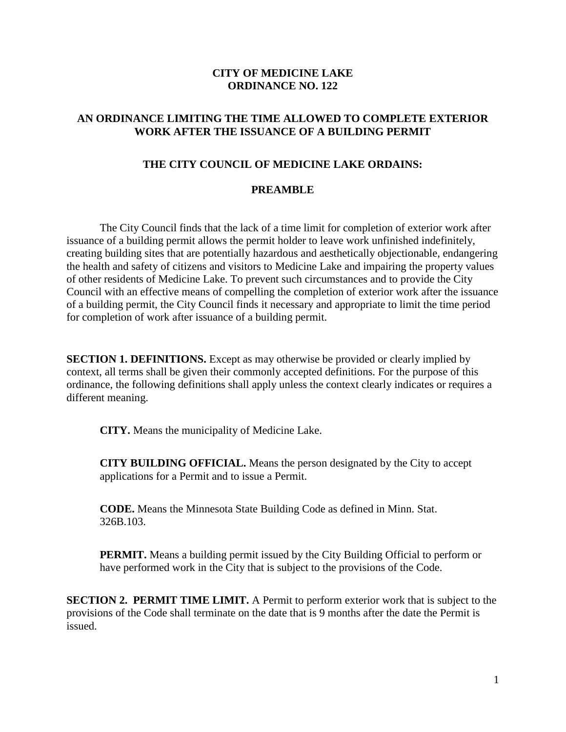# CITY OF MEDICINE LAKE
# ORDINANCE NO. 122

## AN ORDINANCE LIMITING THE TIME ALLOWED TO COMPLETE EXTERIOR WORK AFTER THE ISSUANCE OF A BUILDING PERMIT

### THE CITY COUNCIL OF MEDICINE LAKE ORDAINS:

### PREAMBLE

The City Council finds that the lack of a time limit for completion of exterior work after issuance of a building permit allows the permit holder to leave work unfinished indefinitely, creating building sites that are potentially hazardous and aesthetically objectionable, endangering the health and safety of citizens and visitors to Medicine Lake and impairing the property values of other residents of Medicine Lake. To prevent such circumstances and to provide the City Council with an effective means of compelling the completion of exterior work after the issuance of a building permit, the City Council finds it necessary and appropriate to limit the time period for completion of work after issuance of a building permit.

**SECTION 1. DEFINITIONS.** Except as may otherwise be provided or clearly implied by context, all terms shall be given their commonly accepted definitions. For the purpose of this ordinance, the following definitions shall apply unless the context clearly indicates or requires a different meaning.

**CITY.** Means the municipality of Medicine Lake.

**CITY BUILDING OFFICIAL.** Means the person designated by the City to accept applications for a Permit and to issue a Permit.

**CODE.** Means the Minnesota State Building Code as defined in Minn. Stat. 326B.103.

**PERMIT.** Means a building permit issued by the City Building Official to perform or have performed work in the City that is subject to the provisions of the Code.

**SECTION 2. PERMIT TIME LIMIT.** A Permit to perform exterior work that is subject to the provisions of the Code shall terminate on the date that is 9 months after the date the Permit is issued.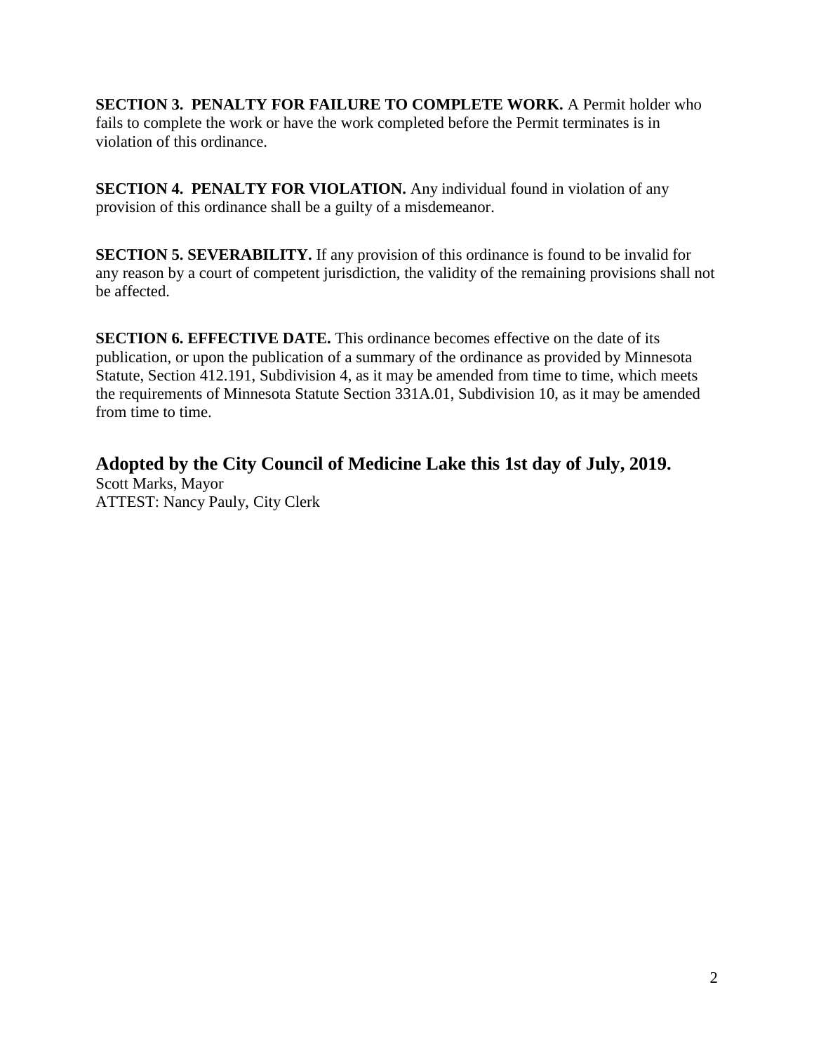**SECTION 3. PENALTY FOR FAILURE TO COMPLETE WORK.** A Permit holder who fails to complete the work or have the work completed before the Permit terminates is in violation of this ordinance.

**SECTION 4. PENALTY FOR VIOLATION.** Any individual found in violation of any provision of this ordinance shall be a guilty of a misdemeanor.

**SECTION 5. SEVERABILITY.** If any provision of this ordinance is found to be invalid for any reason by a court of competent jurisdiction, the validity of the remaining provisions shall not be affected.

**SECTION 6. EFFECTIVE DATE.** This ordinance becomes effective on the date of its publication, or upon the publication of a summary of the ordinance as provided by Minnesota Statute, Section 412.191, Subdivision 4, as it may be amended from time to time, which meets the requirements of Minnesota Statute Section 331A.01, Subdivision 10, as it may be amended from time to time.

## Adopted by the City Council of Medicine Lake this 1st day of July, 2019.

Scott Marks, Mayor
ATTEST: Nancy Pauly, City Clerk